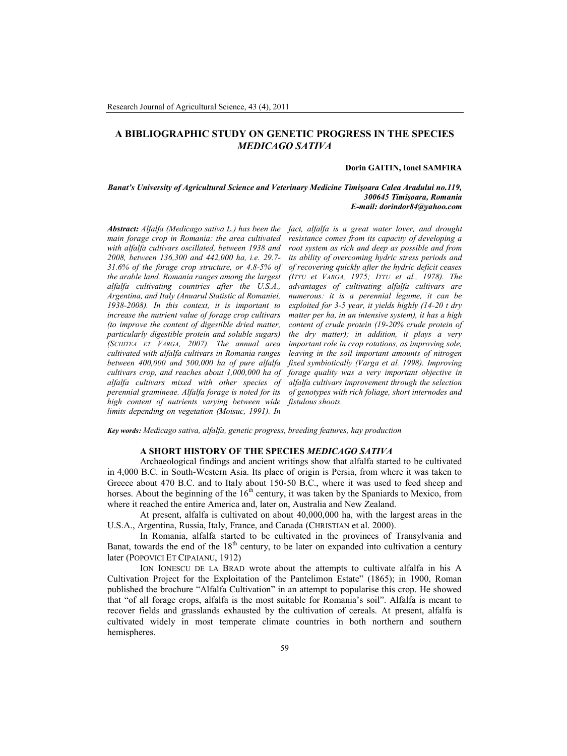# A BIBLIOGRAPHIC STUDY ON GENETIC PROGRESS IN THE SPECIES *MEDICAGO SATIVA*

**Dorin GAITIN, Ionel SAMFIRA**

***Banat's University of Agricultural Science and Veterinary Medicine Timişoara Calea Aradului no.119, 300645 Timişoara, Romania***
***E-mail: dorindor84@yahoo.com***

***Abstract:*** *Alfalfa (Medicago sativa L.) has been the main forage crop in Romania: the area cultivated with alfalfa cultivars oscillated, between 1938 and 2008, between 136,300 and 442,000 ha, i.e. 29.7-31.6% of the forage crop structure, or 4.8-5% of the arable land. Romania ranges among the largest alfalfa cultivating countries after the U.S.A., Argentina, and Italy (Anuarul Statistic al Romaniei, 1938-2008). In this context, it is important to increase the nutrient value of forage crop cultivars (to improve the content of digestible dried matter, particularly digestible protein and soluble sugars) (SCHITEA ET VARGA, 2007). The annual area cultivated with alfalfa cultivars in Romania ranges between 400,000 and 500,000 ha of pure alfalfa cultivars crop, and reaches about 1,000,000 ha of alfalfa cultivars mixed with other species of perennial gramineae. Alfalfa forage is noted for its high content of nutrients varying between wide limits depending on vegetation (Moisuc, 1991). In fact, alfalfa is a great water lover, and drought resistance comes from its capacity of developing a root system as rich and deep as possible and from its ability of overcoming hydric stress periods and of recovering quickly after the hydric deficit ceases (ITTU et VARGA, 1975; ITTU et al., 1978). The advantages of cultivating alfalfa cultivars are numerous: it is a perennial legume, it can be exploited for 3-5 year, it yields highly (14-20 t dry matter per ha, in an intensive system), it has a high content of crude protein (19-20% crude protein of the dry matter); in addition, it plays a very important role in crop rotations, as improving sole, leaving in the soil important amounts of nitrogen fixed symbiotically (Varga et al. 1998). Improving forage quality was a very important objective in alfalfa cultivars improvement through the selection of genotypes with rich foliage, short internodes and fistulous shoots.*

***Key words:*** *Medicago sativa, alfalfa, genetic progress, breeding features, hay production*

## A SHORT HISTORY OF THE SPECIES *MEDICAGO SATIVA*

Archaeological findings and ancient writings show that alfalfa started to be cultivated in 4,000 B.C. in South-Western Asia. Its place of origin is Persia, from where it was taken to Greece about 470 B.C. and to Italy about 150-50 B.C., where it was used to feed sheep and horses. About the beginning of the 16th century, it was taken by the Spaniards to Mexico, from where it reached the entire America and, later on, Australia and New Zealand.

At present, alfalfa is cultivated on about 40,000,000 ha, with the largest areas in the U.S.A., Argentina, Russia, Italy, France, and Canada (CHRISTIAN et al. 2000).

In Romania, alfalfa started to be cultivated in the provinces of Transylvania and Banat, towards the end of the 18th century, to be later on expanded into cultivation a century later (POPOVICI ET CIPAIANU, 1912)

ION IONESCU DE LA BRAD wrote about the attempts to cultivate alfalfa in his A Cultivation Project for the Exploitation of the Pantelimon Estate" (1865); in 1900, Roman published the brochure "Alfalfa Cultivation" in an attempt to popularise this crop. He showed that "of all forage crops, alfalfa is the most suitable for Romania's soil". Alfalfa is meant to recover fields and grasslands exhausted by the cultivation of cereals. At present, alfalfa is cultivated widely in most temperate climate countries in both northern and southern hemispheres.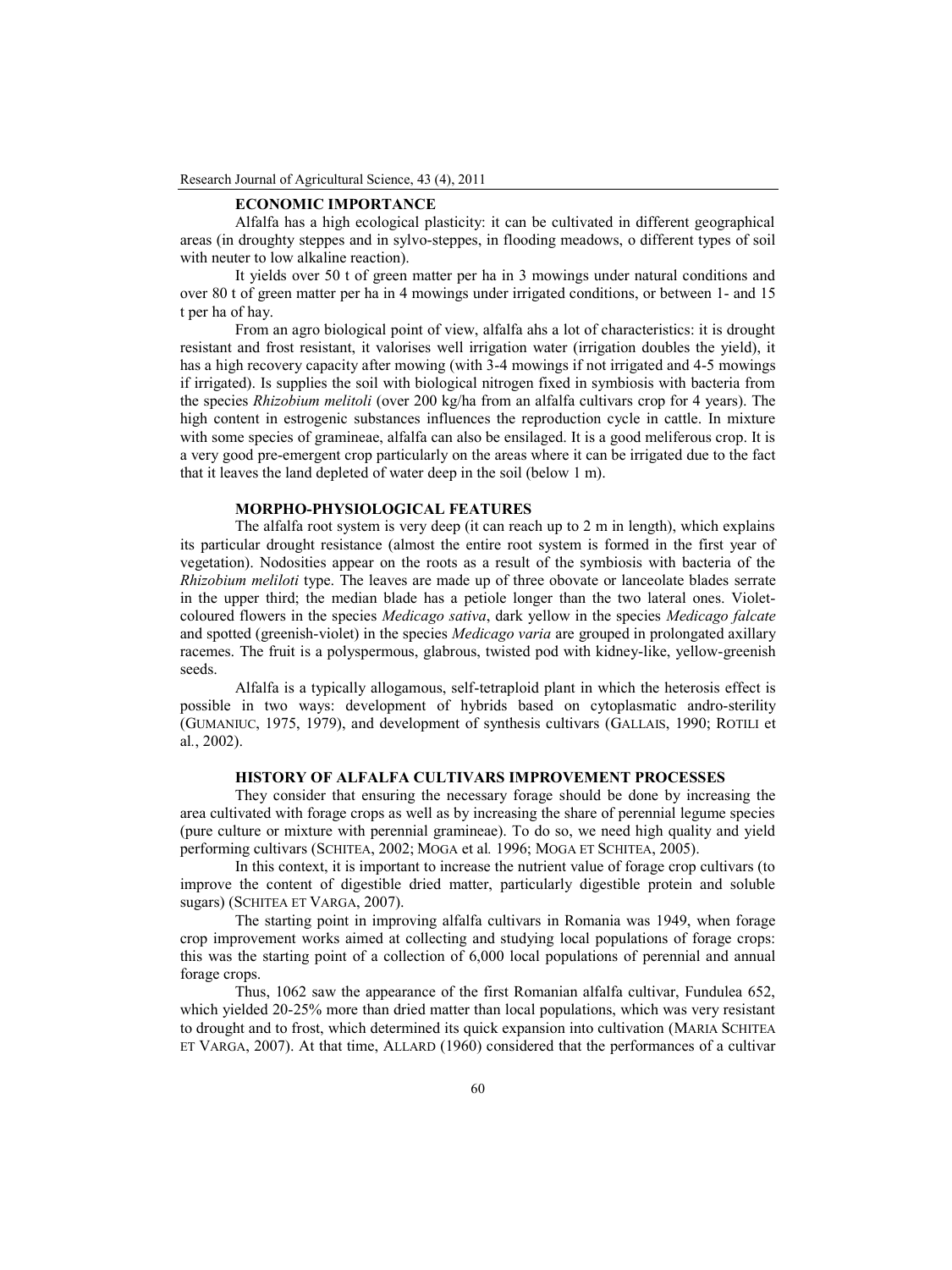**ECONOMIC IMPORTANCE**

Alfalfa has a high ecological plasticity: it can be cultivated in different geographical areas (in droughty steppes and in sylvo-steppes, in flooding meadows, o different types of soil with neuter to low alkaline reaction).

It yields over 50 t of green matter per ha in 3 mowings under natural conditions and over 80 t of green matter per ha in 4 mowings under irrigated conditions, or between 1- and 15 t per ha of hay.

From an agro biological point of view, alfalfa ahs a lot of characteristics: it is drought resistant and frost resistant, it valorises well irrigation water (irrigation doubles the yield), it has a high recovery capacity after mowing (with 3-4 mowings if not irrigated and 4-5 mowings if irrigated). Is supplies the soil with biological nitrogen fixed in symbiosis with bacteria from the species *Rhizobium melitoli* (over 200 kg/ha from an alfalfa cultivars crop for 4 years). The high content in estrogenic substances influences the reproduction cycle in cattle. In mixture with some species of gramineae, alfalfa can also be ensilaged. It is a good meliferous crop. It is a very good pre-emergent crop particularly on the areas where it can be irrigated due to the fact that it leaves the land depleted of water deep in the soil (below 1 m).

**MORPHO-PHYSIOLOGICAL FEATURES**

The alfalfa root system is very deep (it can reach up to 2 m in length), which explains its particular drought resistance (almost the entire root system is formed in the first year of vegetation). Nodosities appear on the roots as a result of the symbiosis with bacteria of the *Rhizobium meliloti* type. The leaves are made up of three obovate or lanceolate blades serrate in the upper third; the median blade has a petiole longer than the two lateral ones. Violet-coloured flowers in the species *Medicago sativa*, dark yellow in the species *Medicago falcate* and spotted (greenish-violet) in the species *Medicago varia* are grouped in prolongated axillary racemes. The fruit is a polyspermous, glabrous, twisted pod with kidney-like, yellow-greenish seeds.

Alfalfa is a typically allogamous, self-tetraploid plant in which the heterosis effect is possible in two ways: development of hybrids based on cytoplasmatic andro-sterility (GUMANIUC, 1975, 1979), and development of synthesis cultivars (GALLAIS, 1990; ROTILI et al., 2002).

**HISTORY OF ALFALFA CULTIVARS IMPROVEMENT PROCESSES**

They consider that ensuring the necessary forage should be done by increasing the area cultivated with forage crops as well as by increasing the share of perennial legume species (pure culture or mixture with perennial gramineae). To do so, we need high quality and yield performing cultivars (SCHITEA, 2002; MOGA et al. 1996; MOGA ET SCHITEA, 2005).

In this context, it is important to increase the nutrient value of forage crop cultivars (to improve the content of digestible dried matter, particularly digestible protein and soluble sugars) (SCHITEA ET VARGA, 2007).

The starting point in improving alfalfa cultivars in Romania was 1949, when forage crop improvement works aimed at collecting and studying local populations of forage crops: this was the starting point of a collection of 6,000 local populations of perennial and annual forage crops.

Thus, 1062 saw the appearance of the first Romanian alfalfa cultivar, Fundulea 652, which yielded 20-25% more than dried matter than local populations, which was very resistant to drought and to frost, which determined its quick expansion into cultivation (MARIA SCHITEA ET VARGA, 2007). At that time, ALLARD (1960) considered that the performances of a cultivar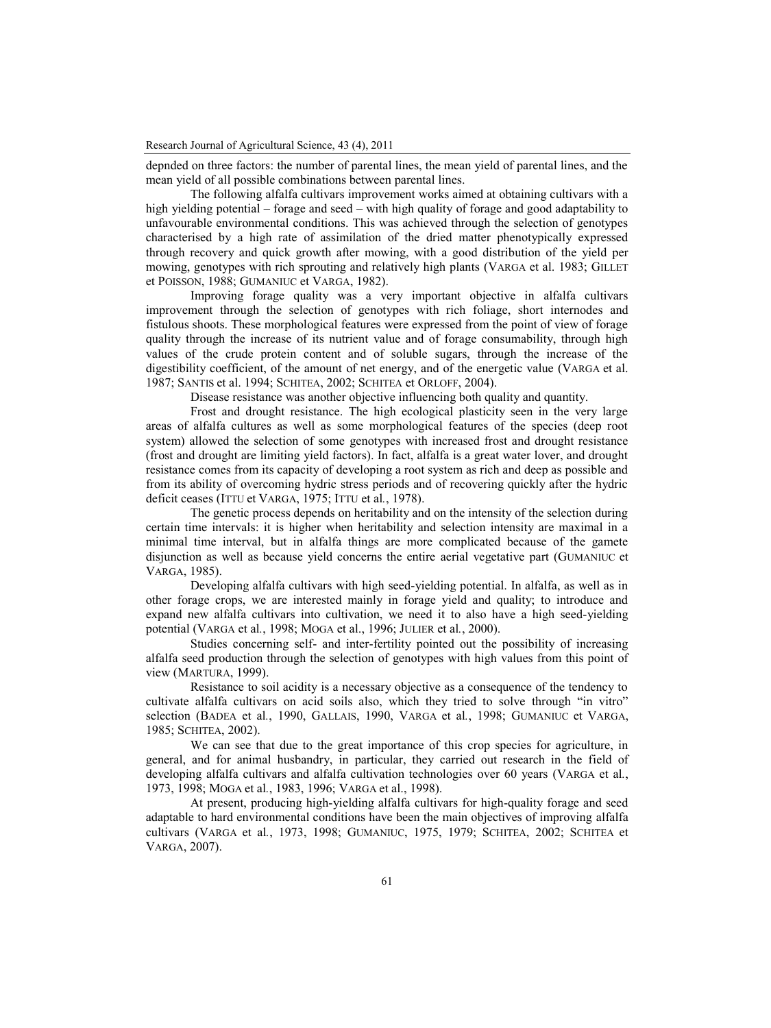depnded on three factors: the number of parental lines, the mean yield of parental lines, and the mean yield of all possible combinations between parental lines.

The following alfalfa cultivars improvement works aimed at obtaining cultivars with a high yielding potential – forage and seed – with high quality of forage and good adaptability to unfavourable environmental conditions. This was achieved through the selection of genotypes characterised by a high rate of assimilation of the dried matter phenotypically expressed through recovery and quick growth after mowing, with a good distribution of the yield per mowing, genotypes with rich sprouting and relatively high plants (VARGA et al. 1983; GILLET et POISSON, 1988; GUMANIUC et VARGA, 1982).

Improving forage quality was a very important objective in alfalfa cultivars improvement through the selection of genotypes with rich foliage, short internodes and fistulous shoots. These morphological features were expressed from the point of view of forage quality through the increase of its nutrient value and of forage consumability, through high values of the crude protein content and of soluble sugars, through the increase of the digestibility coefficient, of the amount of net energy, and of the energetic value (VARGA et al. 1987; SANTIS et al. 1994; SCHITEA, 2002; SCHITEA et ORLOFF, 2004).

Disease resistance was another objective influencing both quality and quantity.

Frost and drought resistance. The high ecological plasticity seen in the very large areas of alfalfa cultures as well as some morphological features of the species (deep root system) allowed the selection of some genotypes with increased frost and drought resistance (frost and drought are limiting yield factors). In fact, alfalfa is a great water lover, and drought resistance comes from its capacity of developing a root system as rich and deep as possible and from its ability of overcoming hydric stress periods and of recovering quickly after the hydric deficit ceases (ITTU et VARGA, 1975; ITTU et al., 1978).

The genetic process depends on heritability and on the intensity of the selection during certain time intervals: it is higher when heritability and selection intensity are maximal in a minimal time interval, but in alfalfa things are more complicated because of the gamete disjunction as well as because yield concerns the entire aerial vegetative part (GUMANIUC et VARGA, 1985).

Developing alfalfa cultivars with high seed-yielding potential. In alfalfa, as well as in other forage crops, we are interested mainly in forage yield and quality; to introduce and expand new alfalfa cultivars into cultivation, we need it to also have a high seed-yielding potential (VARGA et al., 1998; MOGA et al., 1996; JULIER et al., 2000).

Studies concerning self- and inter-fertility pointed out the possibility of increasing alfalfa seed production through the selection of genotypes with high values from this point of view (MARTURA, 1999).

Resistance to soil acidity is a necessary objective as a consequence of the tendency to cultivate alfalfa cultivars on acid soils also, which they tried to solve through "in vitro" selection (BADEA et al., 1990, GALLAIS, 1990, VARGA et al., 1998; GUMANIUC et VARGA, 1985; SCHITEA, 2002).

We can see that due to the great importance of this crop species for agriculture, in general, and for animal husbandry, in particular, they carried out research in the field of developing alfalfa cultivars and alfalfa cultivation technologies over 60 years (VARGA et al., 1973, 1998; MOGA et al., 1983, 1996; VARGA et al., 1998).

At present, producing high-yielding alfalfa cultivars for high-quality forage and seed adaptable to hard environmental conditions have been the main objectives of improving alfalfa cultivars (VARGA et al., 1973, 1998; GUMANIUC, 1975, 1979; SCHITEA, 2002; SCHITEA et VARGA, 2007).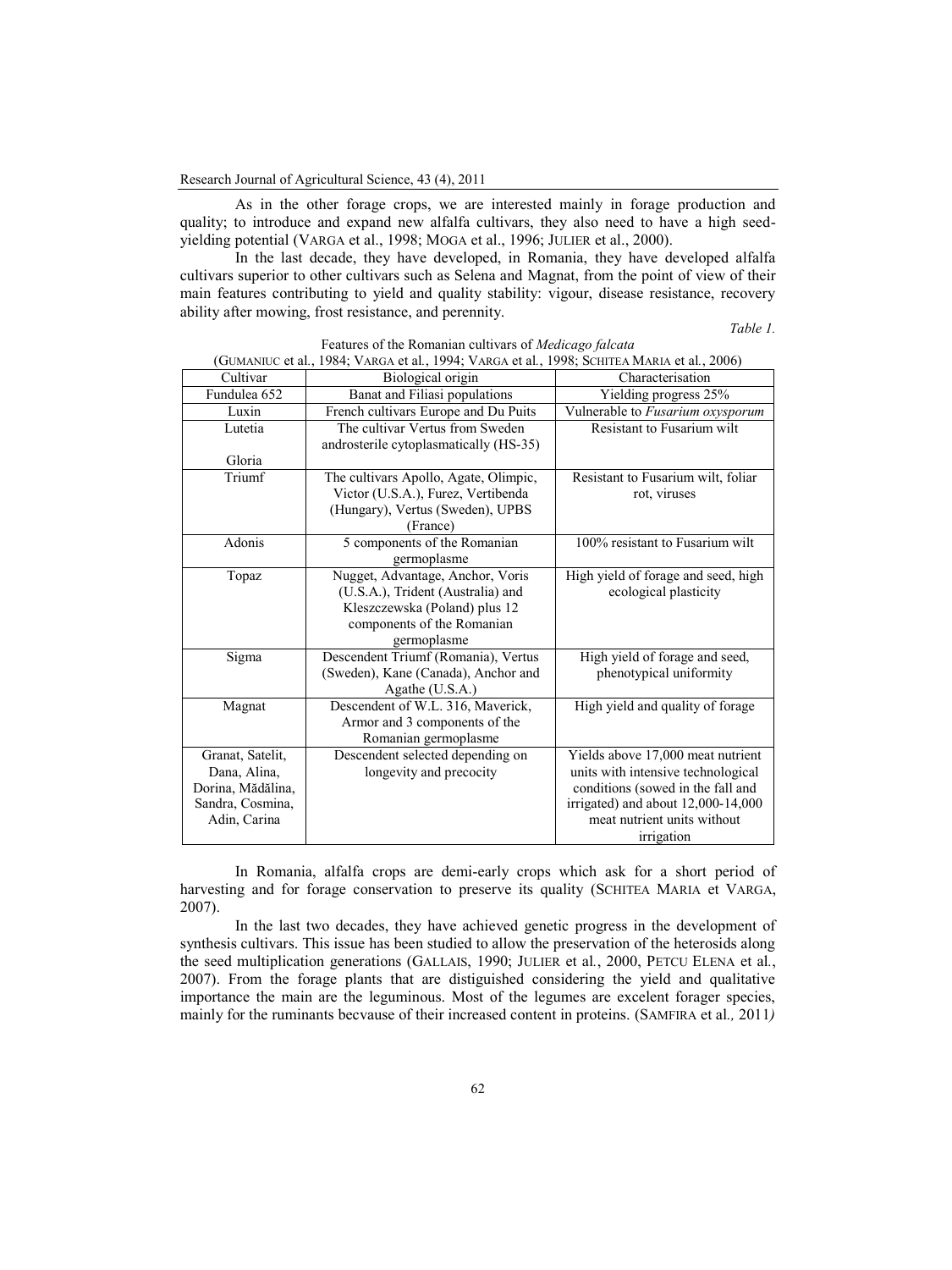As in the other forage crops, we are interested mainly in forage production and quality; to introduce and expand new alfalfa cultivars, they also need to have a high seed-yielding potential (VARGA et al., 1998; MOGA et al., 1996; JULIER et al., 2000).

In the last decade, they have developed, in Romania, they have developed alfalfa cultivars superior to other cultivars such as Selena and Magnat, from the point of view of their main features contributing to yield and quality stability: vigour, disease resistance, recovery ability after mowing, frost resistance, and perennity.

*Table 1.*

Features of the Romanian cultivars of *Medicago falcata*

(GUMANIUC et al., 1984; VARGA et al., 1994; VARGA et al., 1998; SCHITEA MARIA et al., 2006)

| Cultivar | Biological origin | Characterisation |
|---|---|---|
| Fundulea 652 | Banat and Filiasi populations | Yielding progress 25% |
| Luxin | French cultivars Europe and Du Puits | Vulnerable to *Fusarium oxysporum* |
| Lutetia<br>Gloria | The cultivar Vertus from Sweden androsterile cytoplasmatically (HS-35) | Resistant to Fusarium wilt |
| Triumf | The cultivars Apollo, Agate, Olimpic, Victor (U.S.A.), Furez, Vertibenda (Hungary), Vertus (Sweden), UPBS (France) | Resistant to Fusarium wilt, foliar rot, viruses |
| Adonis | 5 components of the Romanian germoplasme | 100% resistant to Fusarium wilt |
| Topaz | Nugget, Advantage, Anchor, Voris (U.S.A.), Trident (Australia) and Kleszczewska (Poland) plus 12 components of the Romanian germoplasme | High yield of forage and seed, high ecological plasticity |
| Sigma | Descendent Triumf (Romania), Vertus (Sweden), Kane (Canada), Anchor and Agathe (U.S.A.) | High yield of forage and seed, phenotypical uniformity |
| Magnat | Descendent of W.L. 316, Maverick, Armor and 3 components of the Romanian germoplasme | High yield and quality of forage |
| Granat, Satelit, Dana, Alina, Dorina, Mădălina, Sandra, Cosmina, Adin, Carina | Descendent selected depending on longevity and precocity | Yields above 17,000 meat nutrient units with intensive technological conditions (sowed in the fall and irrigated) and about 12,000-14,000 meat nutrient units without irrigation |

In Romania, alfalfa crops are demi-early crops which ask for a short period of harvesting and for forage conservation to preserve its quality (SCHITEA MARIA et VARGA, 2007).

In the last two decades, they have achieved genetic progress in the development of synthesis cultivars. This issue has been studied to allow the preservation of the heterosids along the seed multiplication generations (GALLAIS, 1990; JULIER et al., 2000, PETCU ELENA et al., 2007). From the forage plants that are distiguished considering the yield and qualitative importance the main are the leguminous. Most of the legumes are excelent forager species, mainly for the ruminants becvause of their increased content in proteins. (SAMFIRA et al., 2011)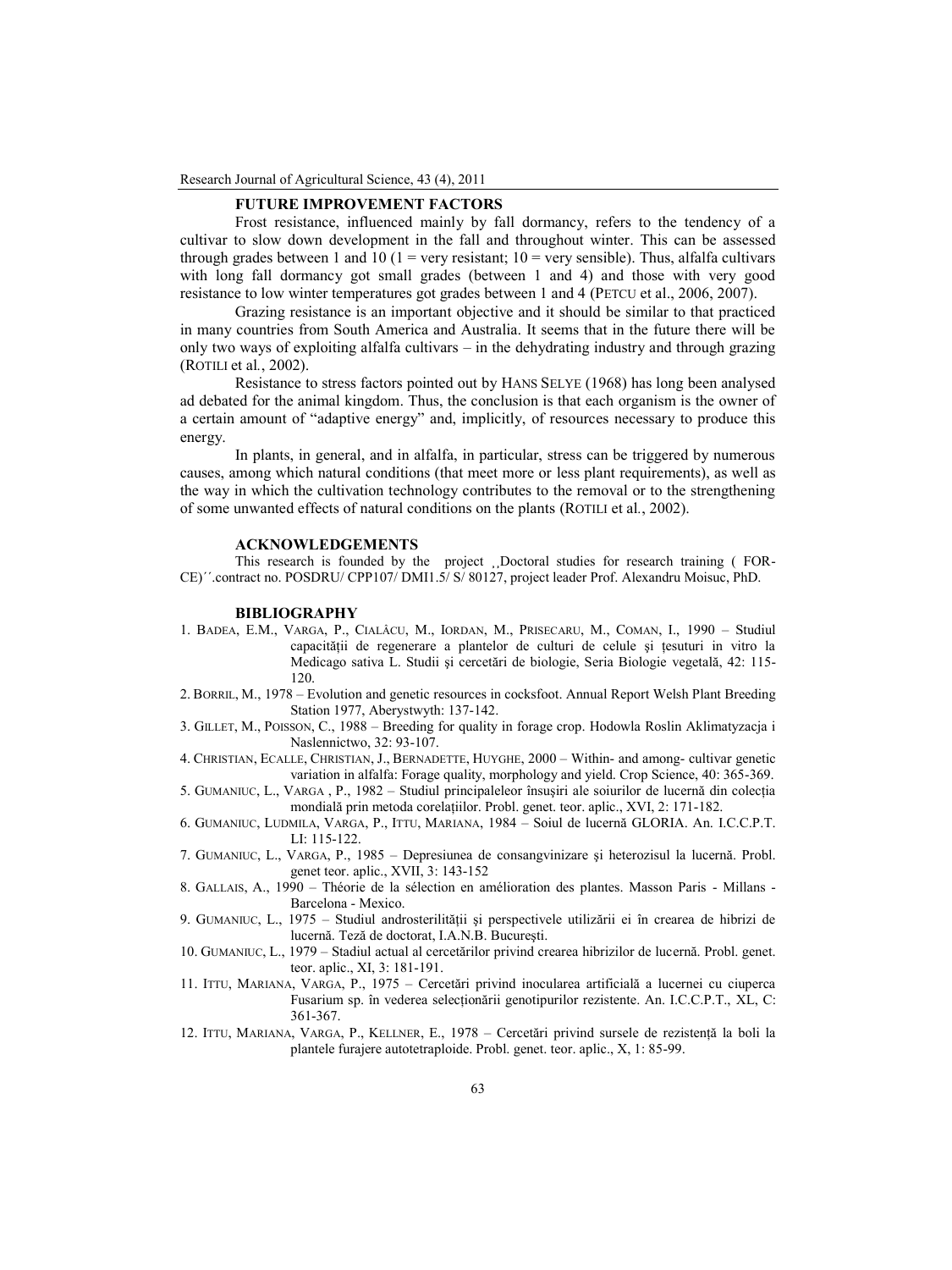## FUTURE IMPROVEMENT FACTORS

Frost resistance, influenced mainly by fall dormancy, refers to the tendency of a cultivar to slow down development in the fall and throughout winter. This can be assessed through grades between 1 and 10 (1 = very resistant; 10 = very sensible). Thus, alfalfa cultivars with long fall dormancy got small grades (between 1 and 4) and those with very good resistance to low winter temperatures got grades between 1 and 4 (PETCU et al., 2006, 2007).

Grazing resistance is an important objective and it should be similar to that practiced in many countries from South America and Australia. It seems that in the future there will be only two ways of exploiting alfalfa cultivars – in the dehydrating industry and through grazing (ROTILI et al., 2002).

Resistance to stress factors pointed out by HANS SELYE (1968) has long been analysed ad debated for the animal kingdom. Thus, the conclusion is that each organism is the owner of a certain amount of "adaptive energy" and, implicitly, of resources necessary to produce this energy.

In plants, in general, and in alfalfa, in particular, stress can be triggered by numerous causes, among which natural conditions (that meet more or less plant requirements), as well as the way in which the cultivation technology contributes to the removal or to the strengthening of some unwanted effects of natural conditions on the plants (ROTILI et al., 2002).

## ACKNOWLEDGEMENTS

This research is founded by the project ¸¸Doctoral studies for research training ( FOR-CE)´´.contract no. POSDRU/ CPP107/ DMI1.5/ S/ 80127, project leader Prof. Alexandru Moisuc, PhD.

## BIBLIOGRAPHY

1. BADEA, E.M., VARGA, P., CIALÂCU, M., IORDAN, M., PRISECARU, M., COMAN, I., 1990 – Studiul capacității de regenerare a plantelor de culturi de celule şi țesuturi in vitro la Medicago sativa L. Studii şi cercetări de biologie, Seria Biologie vegetală, 42: 115-120.
2. BORRIL, M., 1978 – Evolution and genetic resources in cocksfoot. Annual Report Welsh Plant Breeding Station 1977, Aberystwyth: 137-142.
3. GILLET, M., POISSON, C., 1988 – Breeding for quality in forage crop. Hodowla Roslin Aklimatyzacja i Naslennictwo, 32: 93-107.
4. CHRISTIAN, ECALLE, CHRISTIAN, J., BERNADETTE, HUYGHE, 2000 – Within- and among- cultivar genetic variation in alfalfa: Forage quality, morphology and yield. Crop Science, 40: 365-369.
5. GUMANIUC, L., VARGA , P., 1982 – Studiul principaleleor însuşiri ale soiurilor de lucernă din colecția mondială prin metoda corelațiilor. Probl. genet. teor. aplic., XVI, 2: 171-182.
6. GUMANIUC, LUDMILA, VARGA, P., ITTU, MARIANA, 1984 – Soiul de lucernă GLORIA. An. I.C.C.P.T. LI: 115-122.
7. GUMANIUC, L., VARGA, P., 1985 – Depresiunea de consangvinizare şi heterozisul la lucernă. Probl. genet teor. aplic., XVII, 3: 143-152
8. GALLAIS, A., 1990 – Théorie de la sélection en amélioration des plantes. Masson Paris - Millans - Barcelona - Mexico.
9. GUMANIUC, L., 1975 – Studiul androsterilității şi perspectivele utilizării ei în crearea de hibrizi de lucernă. Teză de doctorat, I.A.N.B. Bucureşti.
10. GUMANIUC, L., 1979 – Stadiul actual al cercetărilor privind crearea hibrizilor de lucernă. Probl. genet. teor. aplic., XI, 3: 181-191.
11. ITTU, MARIANA, VARGA, P., 1975 – Cercetări privind inocularea artificială a lucernei cu ciuperca Fusarium sp. în vederea selecționării genotipurilor rezistente. An. I.C.C.P.T., XL, C: 361-367.
12. ITTU, MARIANA, VARGA, P., KELLNER, E., 1978 – Cercetări privind sursele de rezistență la boli la plantele furajere autotetraploide. Probl. genet. teor. aplic., X, 1: 85-99.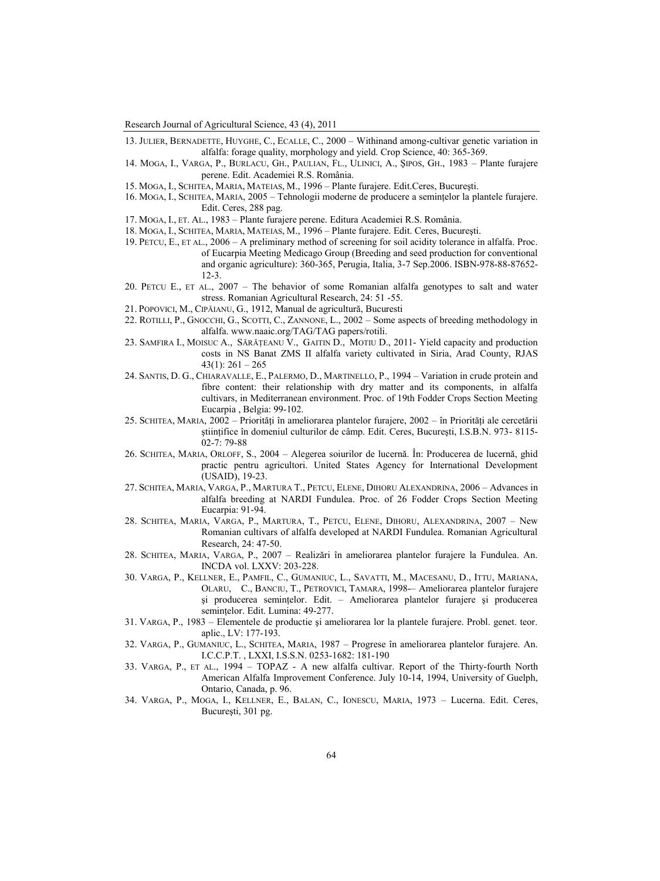13. JULIER, BERNADETTE, HUYGHE, C., ECALLE, C., 2000 – Withinand among-cultivar genetic variation in alfalfa: forage quality, morphology and yield. Crop Science, 40: 365-369.
14. MOGA, I., VARGA, P., BURLACU, GH., PAULIAN, FL., ULINICI, A., ŞIPOS, GH., 1983 – Plante furajere perene. Edit. Academiei R.S. România.
15. MOGA, I., SCHITEA, MARIA, MATEIAS, M., 1996 – Plante furajere. Edit.Ceres, Bucureşti.
16. MOGA, I., SCHITEA, MARIA, 2005 – Tehnologii moderne de producere a seminţelor la plantele furajere. Edit. Ceres, 288 pag.
17. MOGA, I., ET. AL., 1983 – Plante furajere perene. Editura Academiei R.S. România.
18. MOGA, I., SCHITEA, MARIA, MATEIAS, M., 1996 – Plante furajere. Edit. Ceres, Bucureşti.
19. PETCU, E., ET AL., 2006 – A preliminary method of screening for soil acidity tolerance in alfalfa. Proc. of Eucarpia Meeting Medicago Group (Breeding and seed production for conventional and organic agriculture): 360-365, Perugia, Italia, 3-7 Sep.2006. ISBN-978-88-87652-12-3.
20. PETCU E., ET AL., 2007 – The behavior of some Romanian alfalfa genotypes to salt and water stress. Romanian Agricultural Research, 24: 51 -55.
21. POPOVICI, M., CIPĂIANU, G., 1912, Manual de agricultură, Bucuresti
22. ROTILLI, P., GNOCCHI, G., SCOTTI, C., ZANNONE, L., 2002 – Some aspects of breeding methodology in alfalfa. www.naaic.org/TAG/TAG papers/rotili.
23. SAMFIRA I., MOISUC A., SĂRĂŢEANU V., GAITIN D., MOTIU D., 2011- Yield capacity and production costs in NS Banat ZMS II alfalfa variety cultivated in Siria, Arad County, RJAS 43(1): 261 – 265
24. SANTIS, D. G., CHIARAVALLE, E., PALERMO, D., MARTINELLO, P., 1994 – Variation in crude protein and fibre content: their relationship with dry matter and its components, in alfalfa cultivars, in Mediterranean environment. Proc. of 19th Fodder Crops Section Meeting Eucarpia , Belgia: 99-102.
25. SCHITEA, MARIA, 2002 – Priorităţi în ameliorarea plantelor furajere, 2002 – în Priorităţi ale cercetării ştiinţifice în domeniul culturilor de câmp. Edit. Ceres, Bucureşti, I.S.B.N. 973- 8115-02-7: 79-88
26. SCHITEA, MARIA, ORLOFF, S., 2004 – Alegerea soiurilor de lucernă. În: Producerea de lucernă, ghid practic pentru agricultori. United States Agency for International Development (USAID), 19-23.
27. SCHITEA, MARIA, VARGA, P., MARTURA T., PETCU, ELENE, DIHORU ALEXANDRINA, 2006 – Advances in alfalfa breeding at NARDI Fundulea. Proc. of 26 Fodder Crops Section Meeting Eucarpia: 91-94.
28. SCHITEA, MARIA, VARGA, P., MARTURA, T., PETCU, ELENE, DIHORU, ALEXANDRINA, 2007 – New Romanian cultivars of alfalfa developed at NARDI Fundulea. Romanian Agricultural Research, 24: 47-50.
28. SCHITEA, MARIA, VARGA, P., 2007 – Realizări în ameliorarea plantelor furajere la Fundulea. An. INCDA vol. LXXV: 203-228.
30. VARGA, P., KELLNER, E., PAMFIL, C., GUMANIUC, L., SAVATTI, M., MACESANU, D., ITTU, MARIANA, OLARU, C., BANCIU, T., PETROVICI, TAMARA, 1998-– Ameliorarea plantelor furajere şi producerea seminţelor. Edit. – Ameliorarea plantelor furajere şi producerea seminţelor. Edit. Lumina: 49-277.
31. VARGA, P., 1983 – Elementele de productie şi ameliorarea lor la plantele furajere. Probl. genet. teor. aplic., LV: 177-193.
32. VARGA, P., GUMANIUC, L., SCHITEA, MARIA, 1987 – Progrese în ameliorarea plantelor furajere. An. I.C.C.P.T. , LXXI, I.S.S.N. 0253-1682: 181-190
33. VARGA, P., ET AL., 1994 – TOPAZ - A new alfalfa cultivar. Report of the Thirty-fourth North American Alfalfa Improvement Conference. July 10-14, 1994, University of Guelph, Ontario, Canada, p. 96.
34. VARGA, P., MOGA, I., KELLNER, E., BALAN, C., IONESCU, MARIA, 1973 – Lucerna. Edit. Ceres, Bucureşti, 301 pg.